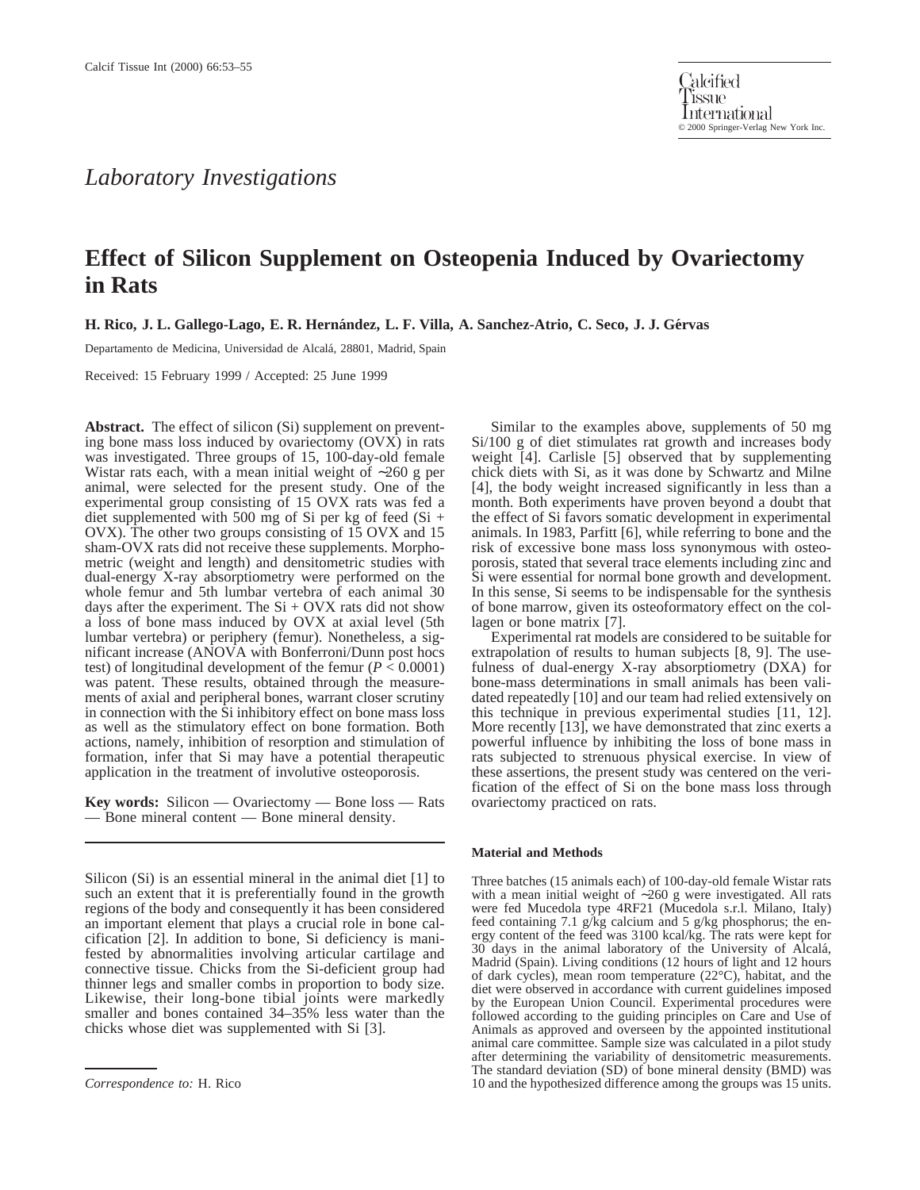## Laboratory Investigations

# Effect of Silicon Supplement on Osteopenia Induced by Ovariectomy in Rats

**H. Rico, J. L. Gallego-Lago, E. R. Hernández, L. F. Villa, A. Sanchez-Atrio, C. Seco, J. J. Gérvas**

Departamento de Medicina, Universidad de Alcalá, 28801, Madrid, Spain

Received: 15 February 1999 / Accepted: 25 June 1999

**Abstract.** The effect of silicon (Si) supplement on preventing bone mass loss induced by ovariectomy (OVX) in rats was investigated. Three groups of 15, 100-day-old female Wistar rats each, with a mean initial weight of ~260 g per animal, were selected for the present study. One of the experimental group consisting of 15 OVX rats was fed a diet supplemented with 500 mg of Si per kg of feed (Si + OVX). The other two groups consisting of 15 OVX and 15 sham-OVX rats did not receive these supplements. Morphometric (weight and length) and densitometric studies with dual-energy X-ray absorptiometry were performed on the whole femur and 5th lumbar vertebra of each animal 30 days after the experiment. The Si + OVX rats did not show a loss of bone mass induced by OVX at axial level (5th lumbar vertebra) or periphery (femur). Nonetheless, a significant increase (ANOVA with Bonferroni/Dunn post hocs test) of longitudinal development of the femur ($P < 0.0001$) was patent. These results, obtained through the measurements of axial and peripheral bones, warrant closer scrutiny in connection with the Si inhibitory effect on bone mass loss as well as the stimulatory effect on bone formation. Both actions, namely, inhibition of resorption and stimulation of formation, infer that Si may have a potential therapeutic application in the treatment of involutive osteoporosis.

**Key words:** Silicon — Ovariectomy — Bone loss — Rats — Bone mineral content — Bone mineral density.

Silicon (Si) is an essential mineral in the animal diet [1] to such an extent that it is preferentially found in the growth regions of the body and consequently it has been considered an important element that plays a crucial role in bone calcification [2]. In addition to bone, Si deficiency is manifested by abnormalities involving articular cartilage and connective tissue. Chicks from the Si-deficient group had thinner legs and smaller combs in proportion to body size. Likewise, their long-bone tibial joints were markedly smaller and bones contained 34–35% less water than the chicks whose diet was supplemented with Si [3].

Similar to the examples above, supplements of 50 mg Si/100 g of diet stimulates rat growth and increases body weight [4]. Carlisle [5] observed that by supplementing chick diets with Si, as it was done by Schwartz and Milne [4], the body weight increased significantly in less than a month. Both experiments have proven beyond a doubt that the effect of Si favors somatic development in experimental animals. In 1983, Parfitt [6], while referring to bone and the risk of excessive bone mass loss synonymous with osteoporosis, stated that several trace elements including zinc and Si were essential for normal bone growth and development. In this sense, Si seems to be indispensable for the synthesis of bone marrow, given its osteoformatory effect on the collagen or bone matrix [7].

Experimental rat models are considered to be suitable for extrapolation of results to human subjects [8, 9]. The usefulness of dual-energy X-ray absorptiometry (DXA) for bone-mass determinations in small animals has been validated repeatedly [10] and our team had relied extensively on this technique in previous experimental studies [11, 12]. More recently [13], we have demonstrated that zinc exerts a powerful influence by inhibiting the loss of bone mass in rats subjected to strenuous physical exercise. In view of these assertions, the present study was centered on the verification of the effect of Si on the bone mass loss through ovariectomy practiced on rats.

### Material and Methods

Three batches (15 animals each) of 100-day-old female Wistar rats with a mean initial weight of ~260 g were investigated. All rats were fed Mucedola type 4RF21 (Mucedola s.r.l. Milano, Italy) feed containing 7.1 g/kg calcium and 5 g/kg phosphorus; the energy content of the feed was 3100 kcal/kg. The rats were kept for 30 days in the animal laboratory of the University of Alcalá, Madrid (Spain). Living conditions (12 hours of light and 12 hours of dark cycles), mean room temperature (22°C), habitat, and the diet were observed in accordance with current guidelines imposed by the European Union Council. Experimental procedures were followed according to the guiding principles on Care and Use of Animals as approved and overseen by the appointed institutional animal care committee. Sample size was calculated in a pilot study after determining the variability of densitometric measurements. The standard deviation (SD) of bone mineral density (BMD) was 10 and the hypothesized difference among the groups was 15 units.

*Correspondence to:* H. Rico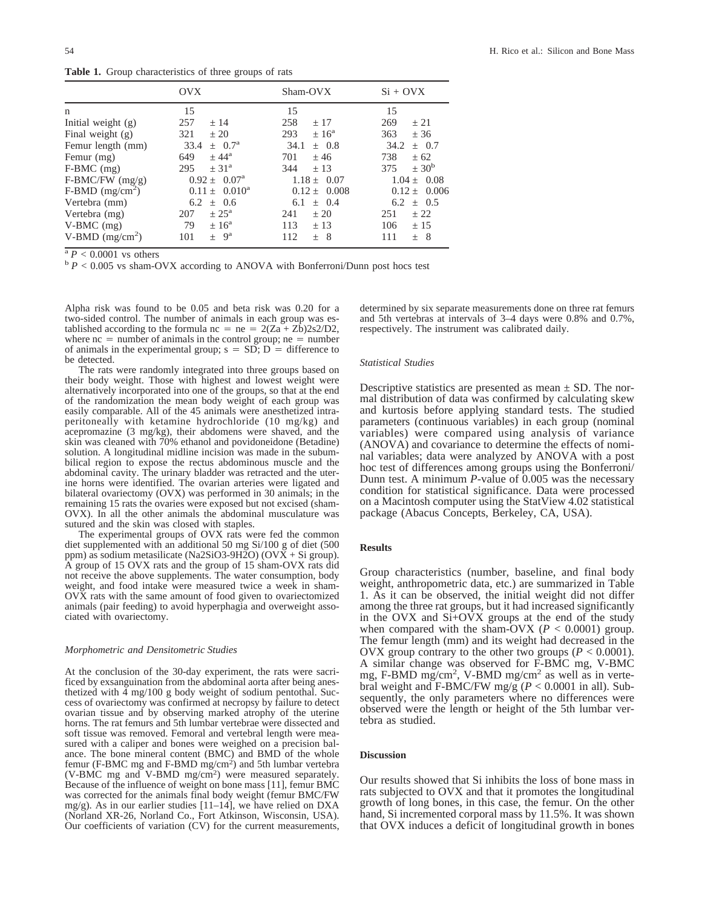**Table 1.** Group characteristics of three groups of rats

| | OVX | Sham-OVX | Si + OVX |
|---|---|---|---|
| n | 15 | 15 | 15 |
| Initial weight (g) | 257 ± 14 | 258 ± 17 | 269 ± 21 |
| Final weight (g) | 321 ± 20 | 293 ± 16[a] | 363 ± 36 |
| Femur length (mm) | 33.4 ± 0.7[a] | 34.1 ± 0.8 | 34.2 ± 0.7 |
| Femur (mg) | 649 ± 44[a] | 701 ± 46 | 738 ± 62 |
| F-BMC (mg) | 295 ± 31[a] | 344 ± 13 | 375 ± 30[b] |
| F-BMC/FW (mg/g) | 0.92 ± 0.07[a] | 1.18 ± 0.07 | 1.04 ± 0.08 |
| F-BMD (mg/cm$^2$) | 0.11 ± 0.010[a] | 0.12 ± 0.008 | 0.12 ± 0.006 |
| Vertebra (mm) | 6.2 ± 0.6 | 6.1 ± 0.4 | 6.2 ± 0.5 |
| Vertebra (mg) | 207 ± 25[a] | 241 ± 20 | 251 ± 22 |
| V-BMC (mg) | 79 ± 16[a] | 113 ± 13 | 106 ± 15 |
| V-BMD (mg/cm$^2$) | 101 ± 9[a] | 112 ± 8 | 111 ± 8 |

[a] $P < 0.0001$ vs others
[b] $P < 0.005$ vs sham-OVX according to ANOVA with Bonferroni/Dunn post hocs test

Alpha risk was found to be 0.05 and beta risk was 0.20 for a two-sided control. The number of animals in each group was established according to the formula $nc = ne = 2(Za + Zb)2s2/D2$, where nc = number of animals in the control group; ne = number of animals in the experimental group; s = SD; D = difference to be detected.

The rats were randomly integrated into three groups based on their body weight. Those with highest and lowest weight were alternatively incorporated into one of the groups, so that at the end of the randomization the mean body weight of each group was easily comparable. All of the 45 animals were anesthetized intraperitoneally with ketamine hydrochloride (10 mg/kg) and acepromazine (3 mg/kg), their abdomens were shaved, and the skin was cleaned with 70% ethanol and povidoneidone (Betadine) solution. A longitudinal midline incision was made in the subumbilical region to expose the rectus abdominous muscle and the abdominal cavity. The urinary bladder was retracted and the uterine horns were identified. The ovarian arteries were ligated and bilateral ovariectomy (OVX) was performed in 30 animals; in the remaining 15 rats the ovaries were exposed but not excised (sham-OVX). In all the other animals the abdominal musculature was sutured and the skin was closed with staples.

The experimental groups of OVX rats were fed the common diet supplemented with an additional 50 mg Si/100 g of diet (500 ppm) as sodium metasilicate (Na2SiO3-9H2O) (OVX + Si group). A group of 15 OVX rats and the group of 15 sham-OVX rats did not receive the above supplements. The water consumption, body weight, and food intake were measured twice a week in sham-OVX rats with the same amount of food given to ovariectomized animals (pair feeding) to avoid hyperphagia and overweight associated with ovariectomy.

### *Morphometric and Densitometric Studies*

At the conclusion of the 30-day experiment, the rats were sacrificed by exsanguination from the abdominal aorta after being anesthetized with 4 mg/100 g body weight of sodium pentothal. Success of ovariectomy was confirmed at necropsy by failure to detect ovarian tissue and by observing marked atrophy of the uterine horns. The rat femurs and 5th lumbar vertebrae were dissected and soft tissue was removed. Femoral and vertebral length were measured with a caliper and bones were weighed on a precision balance. The bone mineral content (BMC) and BMD of the whole femur (F-BMC mg and F-BMD mg/cm$^2$) and 5th lumbar vertebra (V-BMC mg and V-BMD mg/cm$^2$) were measured separately. Because of the influence of weight on bone mass [11], femur BMC was corrected for the animals final body weight (femur BMC/FW mg/g). As in our earlier studies [11–14], we have relied on DXA (Norland XR-26, Norland Co., Fort Atkinson, Wisconsin, USA). Our coefficients of variation (CV) for the current measurements, determined by six separate measurements done on three rat femurs and 5th vertebras at intervals of 3–4 days were 0.8% and 0.7%, respectively. The instrument was calibrated daily.

### *Statistical Studies*

Descriptive statistics are presented as mean ± SD. The normal distribution of data was confirmed by calculating skew and kurtosis before applying standard tests. The studied parameters (continuous variables) in each group (nominal variables) were compared using analysis of variance (ANOVA) and covariance to determine the effects of nominal variables; data were analyzed by ANOVA with a post hoc test of differences among groups using the Bonferroni/Dunn test. A minimum *P*-value of 0.005 was the necessary condition for statistical significance. Data were processed on a Macintosh computer using the StatView 4.02 statistical package (Abacus Concepts, Berkeley, CA, USA).

## Results

Group characteristics (number, baseline, and final body weight, anthropometric data, etc.) are summarized in Table 1. As it can be observed, the initial weight did not differ among the three rat groups, but it had increased significantly in the OVX and Si+OVX groups at the end of the study when compared with the sham-OVX ($P < 0.0001$). The femur length (mm) and its weight had decreased in the OVX group contrary to the other two groups ($P < 0.0001$). A similar change was observed for F-BMC mg, V-BMC mg, F-BMD mg/cm$^2$, V-BMD mg/cm$^2$ as well as in vertebral weight and F-BMC/FW mg/g ($P < 0.0001$ in all). Subsequently, the only parameters where no differences were observed were the length or height of the 5th lumbar vertebra as studied.

## Discussion

Our results showed that Si inhibits the loss of bone mass in rats subjected to OVX and that it promotes the longitudinal growth of long bones, in this case, the femur. On the other hand, Si incremented corporal mass by 11.5%. It was shown that OVX induces a deficit of longitudinal growth in bones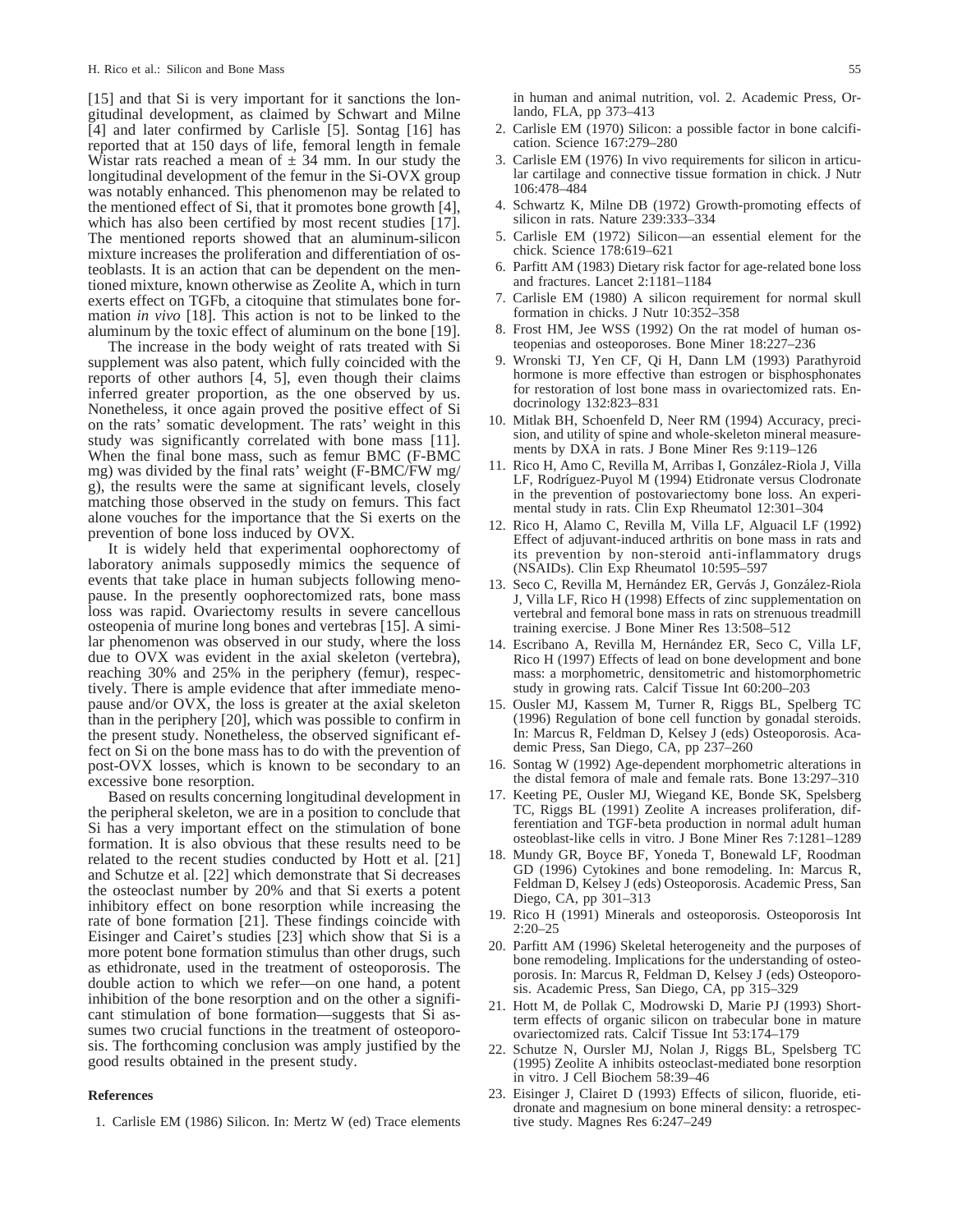[15] and that Si is very important for it sanctions the longitudinal development, as claimed by Schwart and Milne [4] and later confirmed by Carlisle [5]. Sontag [16] has reported that at 150 days of life, femoral length in female Wistar rats reached a mean of ± 34 mm. In our study the longitudinal development of the femur in the Si-OVX group was notably enhanced. This phenomenon may be related to the mentioned effect of Si, that it promotes bone growth [4], which has also been certified by most recent studies [17]. The mentioned reports showed that an aluminum-silicon mixture increases the proliferation and differentiation of osteoblasts. It is an action that can be dependent on the mentioned mixture, known otherwise as Zeolite A, which in turn exerts effect on TGFb, a citoquine that stimulates bone formation *in vivo* [18]. This action is not to be linked to the aluminum by the toxic effect of aluminum on the bone [19].

The increase in the body weight of rats treated with Si supplement was also patent, which fully coincided with the reports of other authors [4, 5], even though their claims inferred greater proportion, as the one observed by us. Nonetheless, it once again proved the positive effect of Si on the rats' somatic development. The rats' weight in this study was significantly correlated with bone mass [11]. When the final bone mass, such as femur BMC (F-BMC mg) was divided by the final rats' weight (F-BMC/FW mg/g), the results were the same at significant levels, closely matching those observed in the study on femurs. This fact alone vouches for the importance that the Si exerts on the prevention of bone loss induced by OVX.

It is widely held that experimental oophorectomy of laboratory animals supposedly mimics the sequence of events that take place in human subjects following menopause. In the presently oophorectomized rats, bone mass loss was rapid. Ovariectomy results in severe cancellous osteopenia of murine long bones and vertebras [15]. A similar phenomenon was observed in our study, where the loss due to OVX was evident in the axial skeleton (vertebra), reaching 30% and 25% in the periphery (femur), respectively. There is ample evidence that after immediate menopause and/or OVX, the loss is greater at the axial skeleton than in the periphery [20], which was possible to confirm in the present study. Nonetheless, the observed significant effect on Si on the bone mass has to do with the prevention of post-OVX losses, which is known to be secondary to an excessive bone resorption.

Based on results concerning longitudinal development in the peripheral skeleton, we are in a position to conclude that Si has a very important effect on the stimulation of bone formation. It is also obvious that these results need to be related to the recent studies conducted by Hott et al. [21] and Schutze et al. [22] which demonstrate that Si decreases the osteoclast number by 20% and that Si exerts a potent inhibitory effect on bone resorption while increasing the rate of bone formation [21]. These findings coincide with Eisinger and Cairet's studies [23] which show that Si is a more potent bone formation stimulus than other drugs, such as ethidronate, used in the treatment of osteoporosis. The double action to which we refer—on one hand, a potent inhibition of the bone resorption and on the other a significant stimulation of bone formation—suggests that Si assumes two crucial functions in the treatment of osteoporosis. The forthcoming conclusion was amply justified by the good results obtained in the present study.

## References

1. Carlisle EM (1986) Silicon. In: Mertz W (ed) Trace elements in human and animal nutrition, vol. 2. Academic Press, Orlando, FLA, pp 373–413
2. Carlisle EM (1970) Silicon: a possible factor in bone calcification. Science 167:279–280
3. Carlisle EM (1976) In vivo requirements for silicon in articular cartilage and connective tissue formation in chick. J Nutr 106:478–484
4. Schwartz K, Milne DB (1972) Growth-promoting effects of silicon in rats. Nature 239:333–334
5. Carlisle EM (1972) Silicon—an essential element for the chick. Science 178:619–621
6. Parfitt AM (1983) Dietary risk factor for age-related bone loss and fractures. Lancet 2:1181–1184
7. Carlisle EM (1980) A silicon requirement for normal skull formation in chicks. J Nutr 10:352–358
8. Frost HM, Jee WSS (1992) On the rat model of human osteopenias and osteoporoses. Bone Miner 18:227–236
9. Wronski TJ, Yen CF, Qi H, Dann LM (1993) Parathyroid hormone is more effective than estrogen or bisphosphonates for restoration of lost bone mass in ovariectomized rats. Endocrinology 132:823–831
10. Mitlak BH, Schoenfeld D, Neer RM (1994) Accuracy, precision, and utility of spine and whole-skeleton mineral measurements by DXA in rats. J Bone Miner Res 9:119–126
11. Rico H, Amo C, Revilla M, Arribas I, González-Riola J, Villa LF, Rodríguez-Puyol M (1994) Etidronate versus Clodronate in the prevention of postovariectomy bone loss. An experimental study in rats. Clin Exp Rheumatol 12:301–304
12. Rico H, Alamo C, Revilla M, Villa LF, Alguacil LF (1992) Effect of adjuvant-induced arthritis on bone mass in rats and its prevention by non-steroid anti-inflammatory drugs (NSAIDs). Clin Exp Rheumatol 10:595–597
13. Seco C, Revilla M, Hernández ER, Gervás J, González-Riola J, Villa LF, Rico H (1998) Effects of zinc supplementation on vertebral and femoral bone mass in rats on strenuous treadmill training exercise. J Bone Miner Res 13:508–512
14. Escribano A, Revilla M, Hernández ER, Seco C, Villa LF, Rico H (1997) Effects of lead on bone development and bone mass: a morphometric, densitometric and histomorphometric study in growing rats. Calcif Tissue Int 60:200–203
15. Ousler MJ, Kassem M, Turner R, Riggs BL, Spelberg TC (1996) Regulation of bone cell function by gonadal steroids. In: Marcus R, Feldman D, Kelsey J (eds) Osteoporosis. Academic Press, San Diego, CA, pp 237–260
16. Sontag W (1992) Age-dependent morphometric alterations in the distal femora of male and female rats. Bone 13:297–310
17. Keeting PE, Ousler MJ, Wiegand KE, Bonde SK, Spelsberg TC, Riggs BL (1991) Zeolite A increases proliferation, differentiation and TGF-beta production in normal adult human osteoblast-like cells in vitro. J Bone Miner Res 7:1281–1289
18. Mundy GR, Boyce BF, Yoneda T, Bonewald LF, Roodman GD (1996) Cytokines and bone remodeling. In: Marcus R, Feldman D, Kelsey J (eds) Osteoporosis. Academic Press, San Diego, CA, pp 301–313
19. Rico H (1991) Minerals and osteoporosis. Osteoporosis Int 2:20–25
20. Parfitt AM (1996) Skeletal heterogeneity and the purposes of bone remodeling. Implications for the understanding of osteoporosis. In: Marcus R, Feldman D, Kelsey J (eds) Osteoporosis. Academic Press, San Diego, CA, pp 315–329
21. Hott M, de Pollak C, Modrowski D, Marie PJ (1993) Short-term effects of organic silicon on trabecular bone in mature ovariectomized rats. Calcif Tissue Int 53:174–179
22. Schutze N, Oursler MJ, Nolan J, Riggs BL, Spelsberg TC (1995) Zeolite A inhibits osteoclast-mediated bone resorption in vitro. J Cell Biochem 58:39–46
23. Eisinger J, Clairet D (1993) Effects of silicon, fluoride, etidronate and magnesium on bone mineral density: a retrospective study. Magnes Res 6:247–249